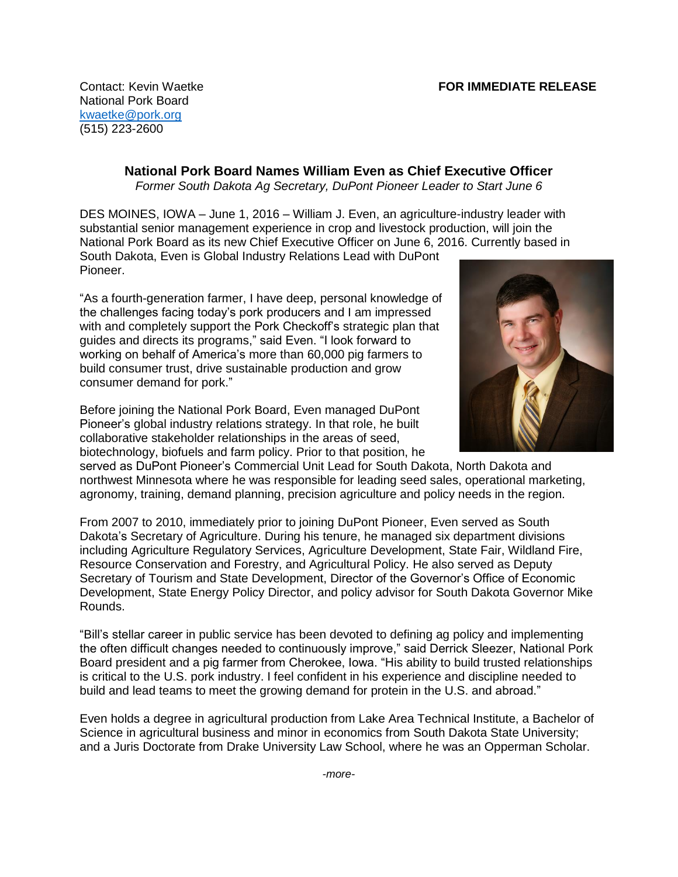Contact: Kevin Waetke
National Pork Board
kwaetke@pork.org
(515) 223-2600

**FOR IMMEDIATE RELEASE**

## National Pork Board Names William Even as Chief Executive Officer

*Former South Dakota Ag Secretary, DuPont Pioneer Leader to Start June 6*

DES MOINES, IOWA – June 1, 2016 – William J. Even, an agriculture-industry leader with substantial senior management experience in crop and livestock production, will join the National Pork Board as its new Chief Executive Officer on June 6, 2016. Currently based in South Dakota, Even is Global Industry Relations Lead with DuPont Pioneer.

"As a fourth-generation farmer, I have deep, personal knowledge of the challenges facing today's pork producers and I am impressed with and completely support the Pork Checkoff's strategic plan that guides and directs its programs," said Even. "I look forward to working on behalf of America's more than 60,000 pig farmers to build consumer trust, drive sustainable production and grow consumer demand for pork."

Before joining the National Pork Board, Even managed DuPont Pioneer's global industry relations strategy. In that role, he built collaborative stakeholder relationships in the areas of seed, biotechnology, biofuels and farm policy. Prior to that position, he served as DuPont Pioneer's Commercial Unit Lead for South Dakota, North Dakota and northwest Minnesota where he was responsible for leading seed sales, operational marketing, agronomy, training, demand planning, precision agriculture and policy needs in the region.

From 2007 to 2010, immediately prior to joining DuPont Pioneer, Even served as South Dakota's Secretary of Agriculture. During his tenure, he managed six department divisions including Agriculture Regulatory Services, Agriculture Development, State Fair, Wildland Fire, Resource Conservation and Forestry, and Agricultural Policy. He also served as Deputy Secretary of Tourism and State Development, Director of the Governor's Office of Economic Development, State Energy Policy Director, and policy advisor for South Dakota Governor Mike Rounds.

"Bill's stellar career in public service has been devoted to defining ag policy and implementing the often difficult changes needed to continuously improve," said Derrick Sleezer, National Pork Board president and a pig farmer from Cherokee, Iowa. "His ability to build trusted relationships is critical to the U.S. pork industry. I feel confident in his experience and discipline needed to build and lead teams to meet the growing demand for protein in the U.S. and abroad."

Even holds a degree in agricultural production from Lake Area Technical Institute, a Bachelor of Science in agricultural business and minor in economics from South Dakota State University; and a Juris Doctorate from Drake University Law School, where he was an Opperman Scholar.

*-more-*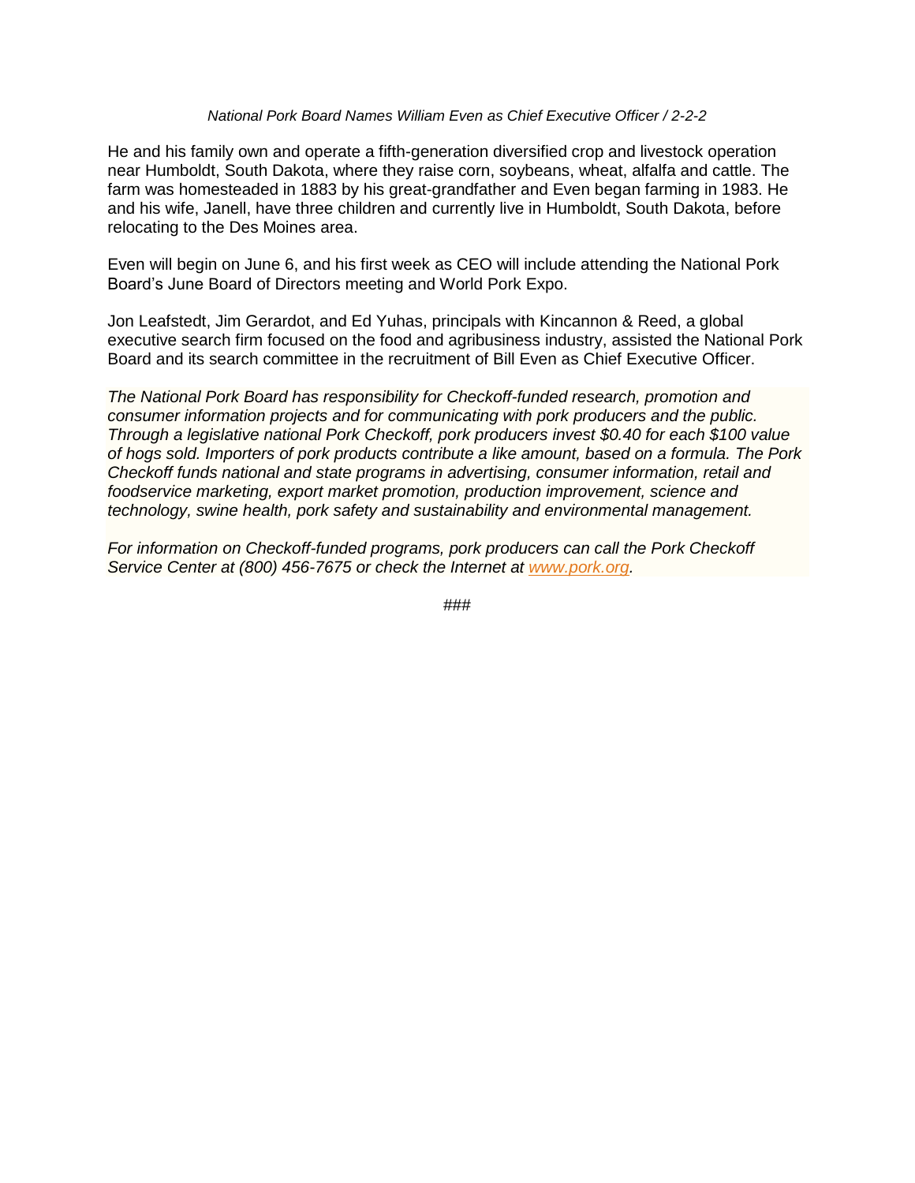He and his family own and operate a fifth-generation diversified crop and livestock operation near Humboldt, South Dakota, where they raise corn, soybeans, wheat, alfalfa and cattle. The farm was homesteaded in 1883 by his great-grandfather and Even began farming in 1983. He and his wife, Janell, have three children and currently live in Humboldt, South Dakota, before relocating to the Des Moines area.

Even will begin on June 6, and his first week as CEO will include attending the National Pork Board's June Board of Directors meeting and World Pork Expo.

Jon Leafstedt, Jim Gerardot, and Ed Yuhas, principals with Kincannon & Reed, a global executive search firm focused on the food and agribusiness industry, assisted the National Pork Board and its search committee in the recruitment of Bill Even as Chief Executive Officer.

*The National Pork Board has responsibility for Checkoff-funded research, promotion and consumer information projects and for communicating with pork producers and the public. Through a legislative national Pork Checkoff, pork producers invest $0.40 for each $100 value of hogs sold. Importers of pork products contribute a like amount, based on a formula. The Pork Checkoff funds national and state programs in advertising, consumer information, retail and foodservice marketing, export market promotion, production improvement, science and technology, swine health, pork safety and sustainability and environmental management.*

*For information on Checkoff-funded programs, pork producers can call the Pork Checkoff Service Center at (800) 456-7675 or check the Internet at [www.pork.org](http://www.pork.org).*

###